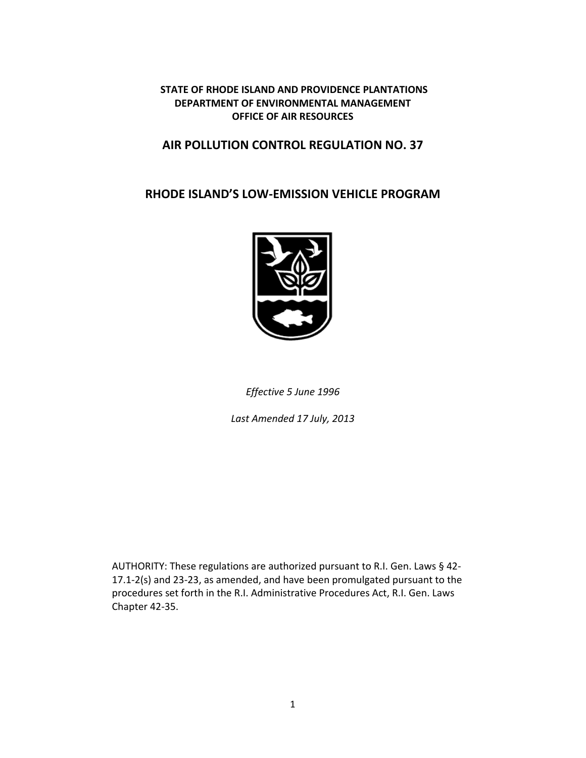**STATE OF RHODE ISLAND AND PROVIDENCE PLANTATIONS**
**DEPARTMENT OF ENVIRONMENTAL MANAGEMENT**
**OFFICE OF AIR RESOURCES**

# AIR POLLUTION CONTROL REGULATION NO. 37

# RHODE ISLAND'S LOW-EMISSION VEHICLE PROGRAM

*Effective 5 June 1996*

*Last Amended 17 July, 2013*

AUTHORITY: These regulations are authorized pursuant to R.I. Gen. Laws § 42-17.1-2(s) and 23-23, as amended, and have been promulgated pursuant to the procedures set forth in the R.I. Administrative Procedures Act, R.I. Gen. Laws Chapter 42-35.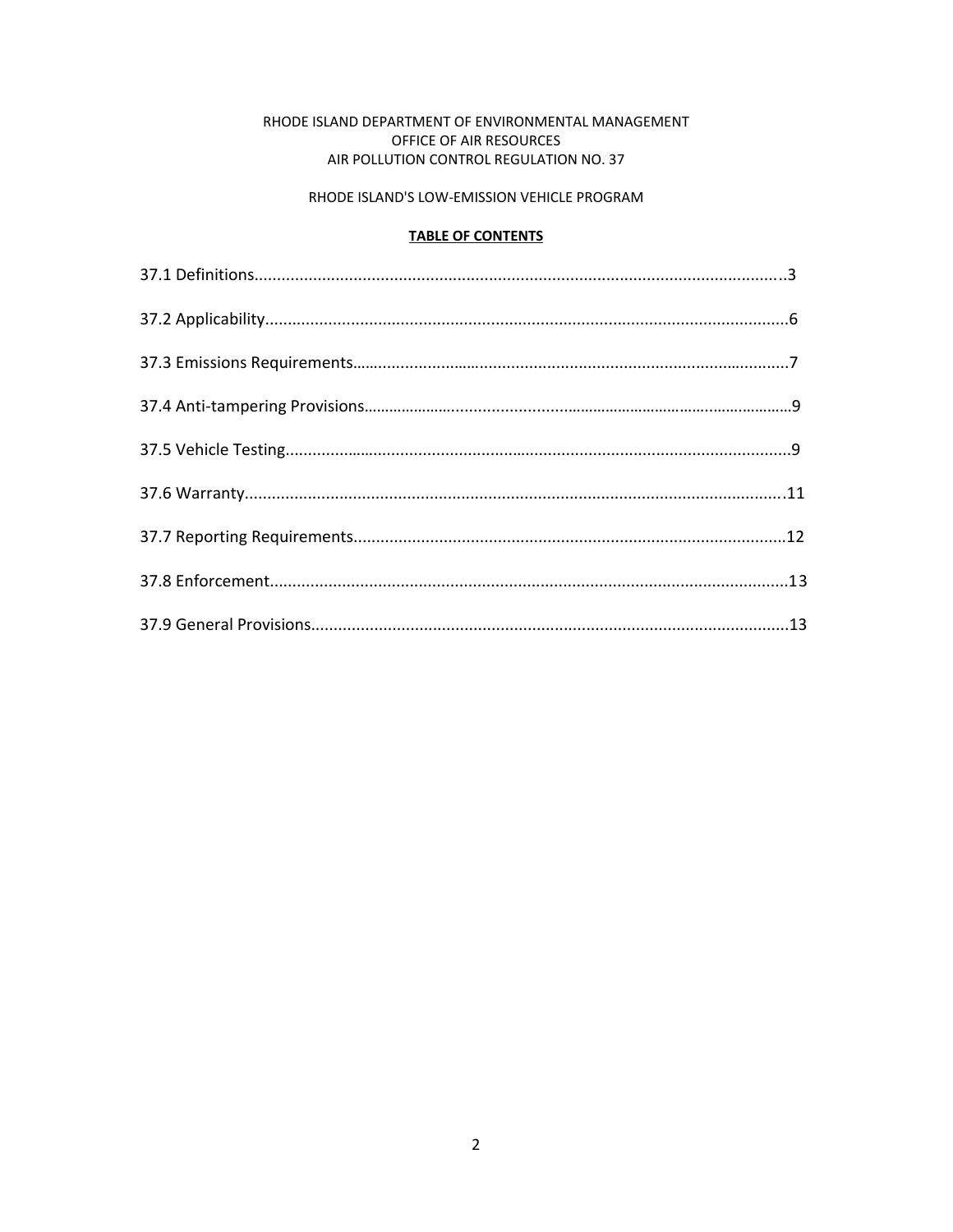RHODE ISLAND DEPARTMENT OF ENVIRONMENTAL MANAGEMENT
OFFICE OF AIR RESOURCES
AIR POLLUTION CONTROL REGULATION NO. 37

RHODE ISLAND'S LOW-EMISSION VEHICLE PROGRAM

**TABLE OF CONTENTS**

37.1 Definitions..........................................................................................................3

37.2 Applicability.........................................................................................................6

37.3 Emissions Requirements.......................................................................................7

37.4 Anti-tampering Provisions.....................................................................................9

37.5 Vehicle Testing......................................................................................................9

37.6 Warranty.............................................................................................................11

37.7 Reporting Requirements......................................................................................12

37.8 Enforcement........................................................................................................13

37.9 General Provisions...............................................................................................13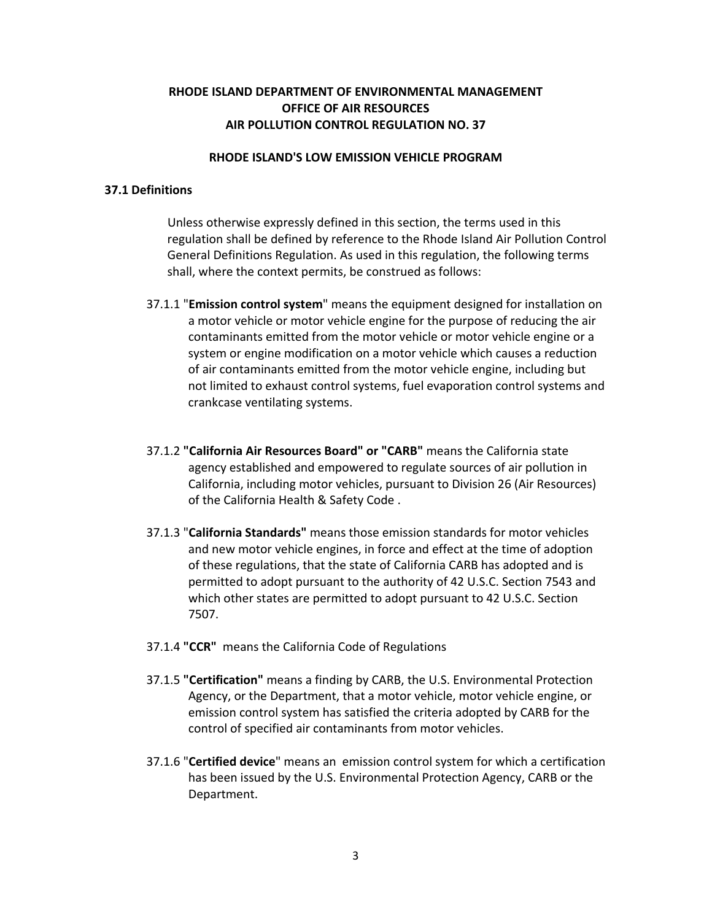**RHODE ISLAND DEPARTMENT OF ENVIRONMENTAL MANAGEMENT**
**OFFICE OF AIR RESOURCES**
**AIR POLLUTION CONTROL REGULATION NO. 37**

**RHODE ISLAND'S LOW EMISSION VEHICLE PROGRAM**

## 37.1 Definitions

Unless otherwise expressly defined in this section, the terms used in this regulation shall be defined by reference to the Rhode Island Air Pollution Control General Definitions Regulation. As used in this regulation, the following terms shall, where the context permits, be construed as follows:

37.1.1 "**Emission control system**" means the equipment designed for installation on a motor vehicle or motor vehicle engine for the purpose of reducing the air contaminants emitted from the motor vehicle or motor vehicle engine or a system or engine modification on a motor vehicle which causes a reduction of air contaminants emitted from the motor vehicle engine, including but not limited to exhaust control systems, fuel evaporation control systems and crankcase ventilating systems.

37.1.2 **"California Air Resources Board" or "CARB"** means the California state agency established and empowered to regulate sources of air pollution in California, including motor vehicles, pursuant to Division 26 (Air Resources) of the California Health & Safety Code .

37.1.3 "**California Standards"** means those emission standards for motor vehicles and new motor vehicle engines, in force and effect at the time of adoption of these regulations, that the state of California CARB has adopted and is permitted to adopt pursuant to the authority of 42 U.S.C. Section 7543 and which other states are permitted to adopt pursuant to 42 U.S.C. Section 7507.

37.1.4 **"CCR"** means the California Code of Regulations

37.1.5 **"Certification"** means a finding by CARB, the U.S. Environmental Protection Agency, or the Department, that a motor vehicle, motor vehicle engine, or emission control system has satisfied the criteria adopted by CARB for the control of specified air contaminants from motor vehicles.

37.1.6 "**Certified device**" means an emission control system for which a certification has been issued by the U.S. Environmental Protection Agency, CARB or the Department.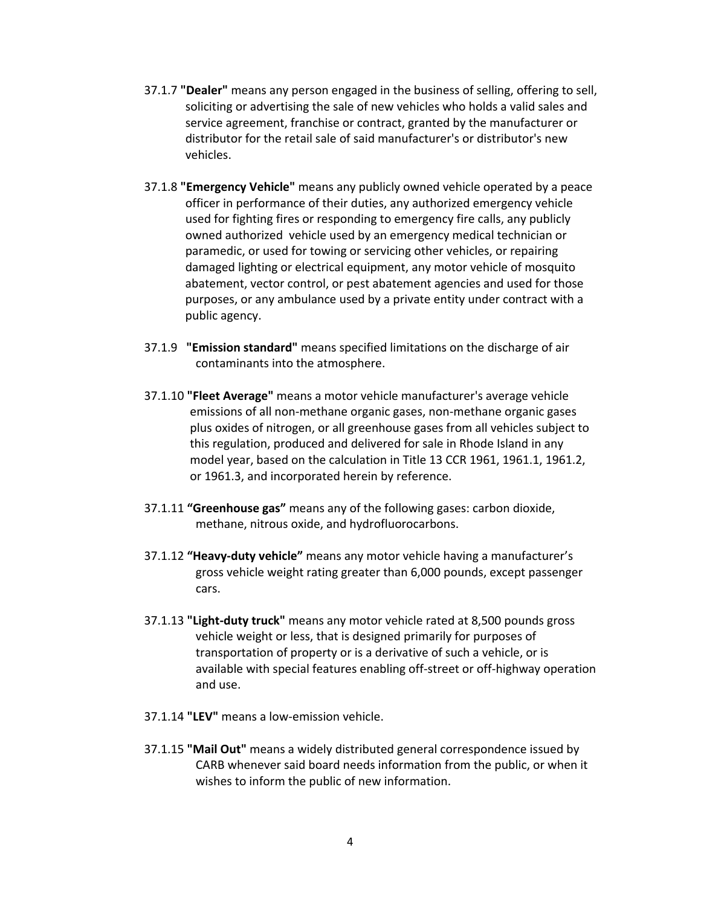37.1.7 **"Dealer"** means any person engaged in the business of selling, offering to sell, soliciting or advertising the sale of new vehicles who holds a valid sales and service agreement, franchise or contract, granted by the manufacturer or distributor for the retail sale of said manufacturer's or distributor's new vehicles.

37.1.8 **"Emergency Vehicle"** means any publicly owned vehicle operated by a peace officer in performance of their duties, any authorized emergency vehicle used for fighting fires or responding to emergency fire calls, any publicly owned authorized vehicle used by an emergency medical technician or paramedic, or used for towing or servicing other vehicles, or repairing damaged lighting or electrical equipment, any motor vehicle of mosquito abatement, vector control, or pest abatement agencies and used for those purposes, or any ambulance used by a private entity under contract with a public agency.

37.1.9 **"Emission standard"** means specified limitations on the discharge of air contaminants into the atmosphere.

37.1.10 **"Fleet Average"** means a motor vehicle manufacturer's average vehicle emissions of all non-methane organic gases, non-methane organic gases plus oxides of nitrogen, or all greenhouse gases from all vehicles subject to this regulation, produced and delivered for sale in Rhode Island in any model year, based on the calculation in Title 13 CCR 1961, 1961.1, 1961.2, or 1961.3, and incorporated herein by reference.

37.1.11 **"Greenhouse gas"** means any of the following gases: carbon dioxide, methane, nitrous oxide, and hydrofluorocarbons.

37.1.12 **"Heavy-duty vehicle"** means any motor vehicle having a manufacturer's gross vehicle weight rating greater than 6,000 pounds, except passenger cars.

37.1.13 **"Light-duty truck"** means any motor vehicle rated at 8,500 pounds gross vehicle weight or less, that is designed primarily for purposes of transportation of property or is a derivative of such a vehicle, or is available with special features enabling off-street or off-highway operation and use.

37.1.14 **"LEV"** means a low-emission vehicle.

37.1.15 **"Mail Out"** means a widely distributed general correspondence issued by CARB whenever said board needs information from the public, or when it wishes to inform the public of new information.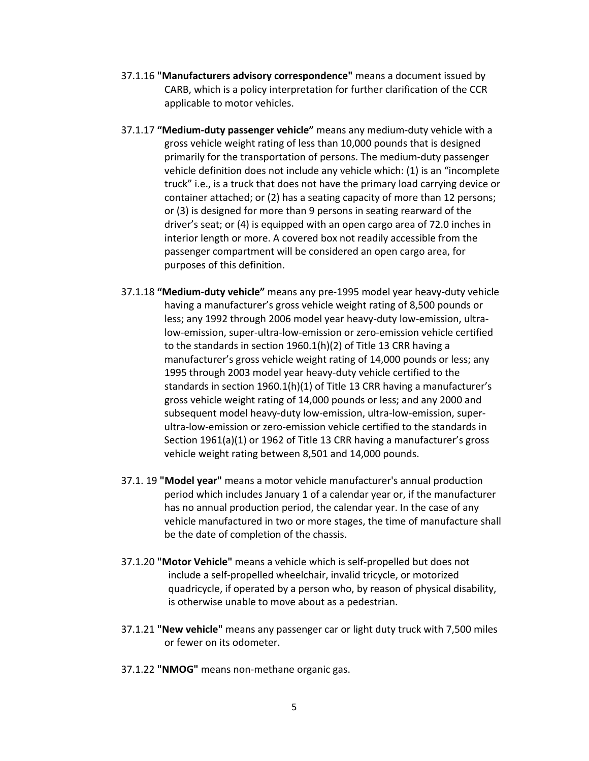37.1.16 **"Manufacturers advisory correspondence"** means a document issued by CARB, which is a policy interpretation for further clarification of the CCR applicable to motor vehicles.

37.1.17 **"Medium-duty passenger vehicle"** means any medium-duty vehicle with a gross vehicle weight rating of less than 10,000 pounds that is designed primarily for the transportation of persons. The medium-duty passenger vehicle definition does not include any vehicle which: (1) is an "incomplete truck" i.e., is a truck that does not have the primary load carrying device or container attached; or (2) has a seating capacity of more than 12 persons; or (3) is designed for more than 9 persons in seating rearward of the driver's seat; or (4) is equipped with an open cargo area of 72.0 inches in interior length or more. A covered box not readily accessible from the passenger compartment will be considered an open cargo area, for purposes of this definition.

37.1.18 **"Medium-duty vehicle"** means any pre-1995 model year heavy-duty vehicle having a manufacturer's gross vehicle weight rating of 8,500 pounds or less; any 1992 through 2006 model year heavy-duty low-emission, ultra-low-emission, super-ultra-low-emission or zero-emission vehicle certified to the standards in section 1960.1(h)(2) of Title 13 CRR having a manufacturer's gross vehicle weight rating of 14,000 pounds or less; any 1995 through 2003 model year heavy-duty vehicle certified to the standards in section 1960.1(h)(1) of Title 13 CRR having a manufacturer's gross vehicle weight rating of 14,000 pounds or less; and any 2000 and subsequent model heavy-duty low-emission, ultra-low-emission, super-ultra-low-emission or zero-emission vehicle certified to the standards in Section 1961(a)(1) or 1962 of Title 13 CRR having a manufacturer's gross vehicle weight rating between 8,501 and 14,000 pounds.

37.1. 19 **"Model year"** means a motor vehicle manufacturer's annual production period which includes January 1 of a calendar year or, if the manufacturer has no annual production period, the calendar year. In the case of any vehicle manufactured in two or more stages, the time of manufacture shall be the date of completion of the chassis.

37.1.20 **"Motor Vehicle"** means a vehicle which is self-propelled but does not include a self-propelled wheelchair, invalid tricycle, or motorized quadricycle, if operated by a person who, by reason of physical disability, is otherwise unable to move about as a pedestrian.

37.1.21 **"New vehicle"** means any passenger car or light duty truck with 7,500 miles or fewer on its odometer.

37.1.22 **"NMOG"** means non-methane organic gas.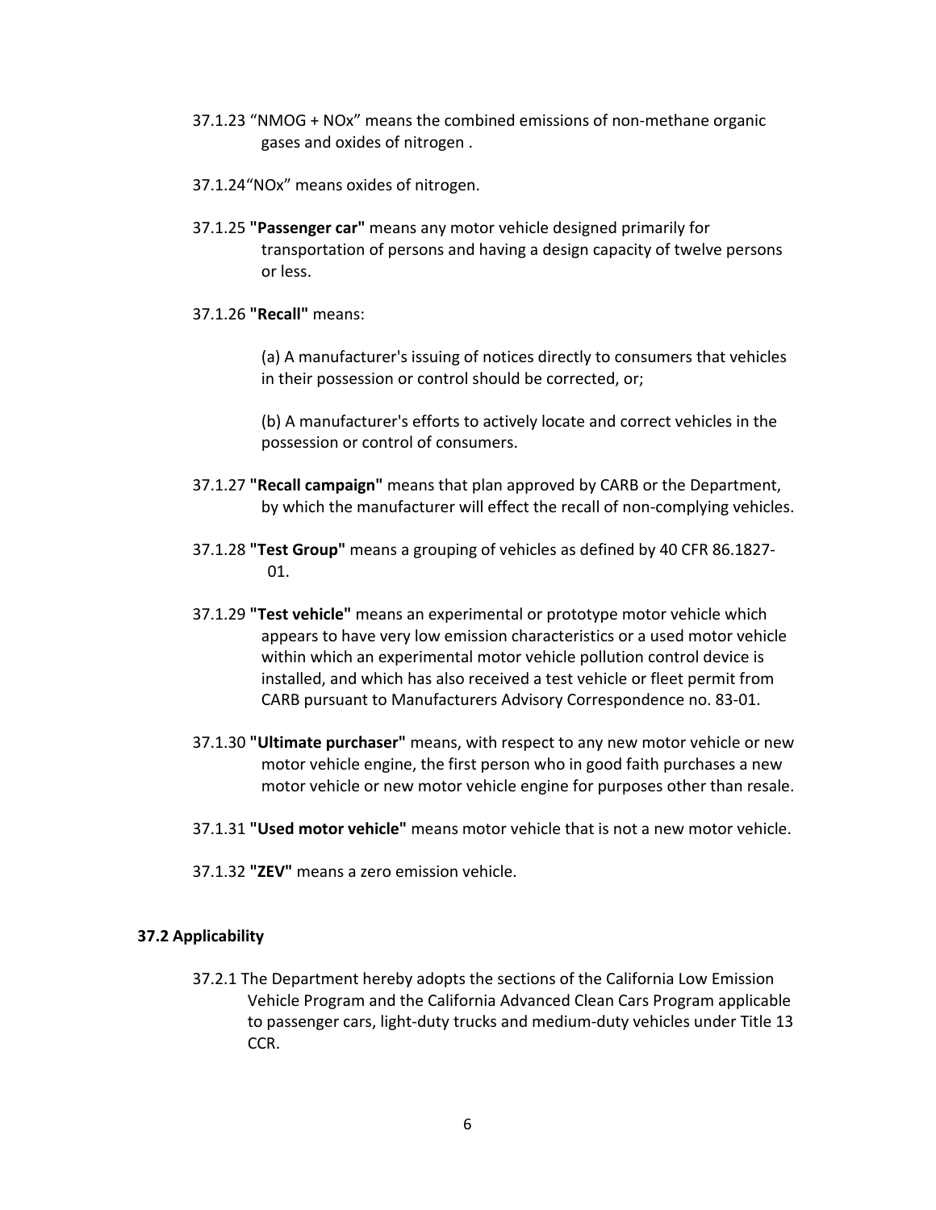37.1.23 “NMOG + NOx” means the combined emissions of non-methane organic gases and oxides of nitrogen .

37.1.24“NOx” means oxides of nitrogen.

37.1.25 **"Passenger car"** means any motor vehicle designed primarily for transportation of persons and having a design capacity of twelve persons or less.

37.1.26 **"Recall"** means:

(a) A manufacturer's issuing of notices directly to consumers that vehicles in their possession or control should be corrected, or;

(b) A manufacturer's efforts to actively locate and correct vehicles in the possession or control of consumers.

37.1.27 **"Recall campaign"** means that plan approved by CARB or the Department, by which the manufacturer will effect the recall of non-complying vehicles.

37.1.28 **"Test Group"** means a grouping of vehicles as defined by 40 CFR 86.1827-01.

37.1.29 **"Test vehicle"** means an experimental or prototype motor vehicle which appears to have very low emission characteristics or a used motor vehicle within which an experimental motor vehicle pollution control device is installed, and which has also received a test vehicle or fleet permit from CARB pursuant to Manufacturers Advisory Correspondence no. 83-01.

37.1.30 **"Ultimate purchaser"** means, with respect to any new motor vehicle or new motor vehicle engine, the first person who in good faith purchases a new motor vehicle or new motor vehicle engine for purposes other than resale.

37.1.31 **"Used motor vehicle"** means motor vehicle that is not a new motor vehicle.

37.1.32 **"ZEV"** means a zero emission vehicle.

**37.2 Applicability**

37.2.1 The Department hereby adopts the sections of the California Low Emission Vehicle Program and the California Advanced Clean Cars Program applicable to passenger cars, light-duty trucks and medium-duty vehicles under Title 13 CCR.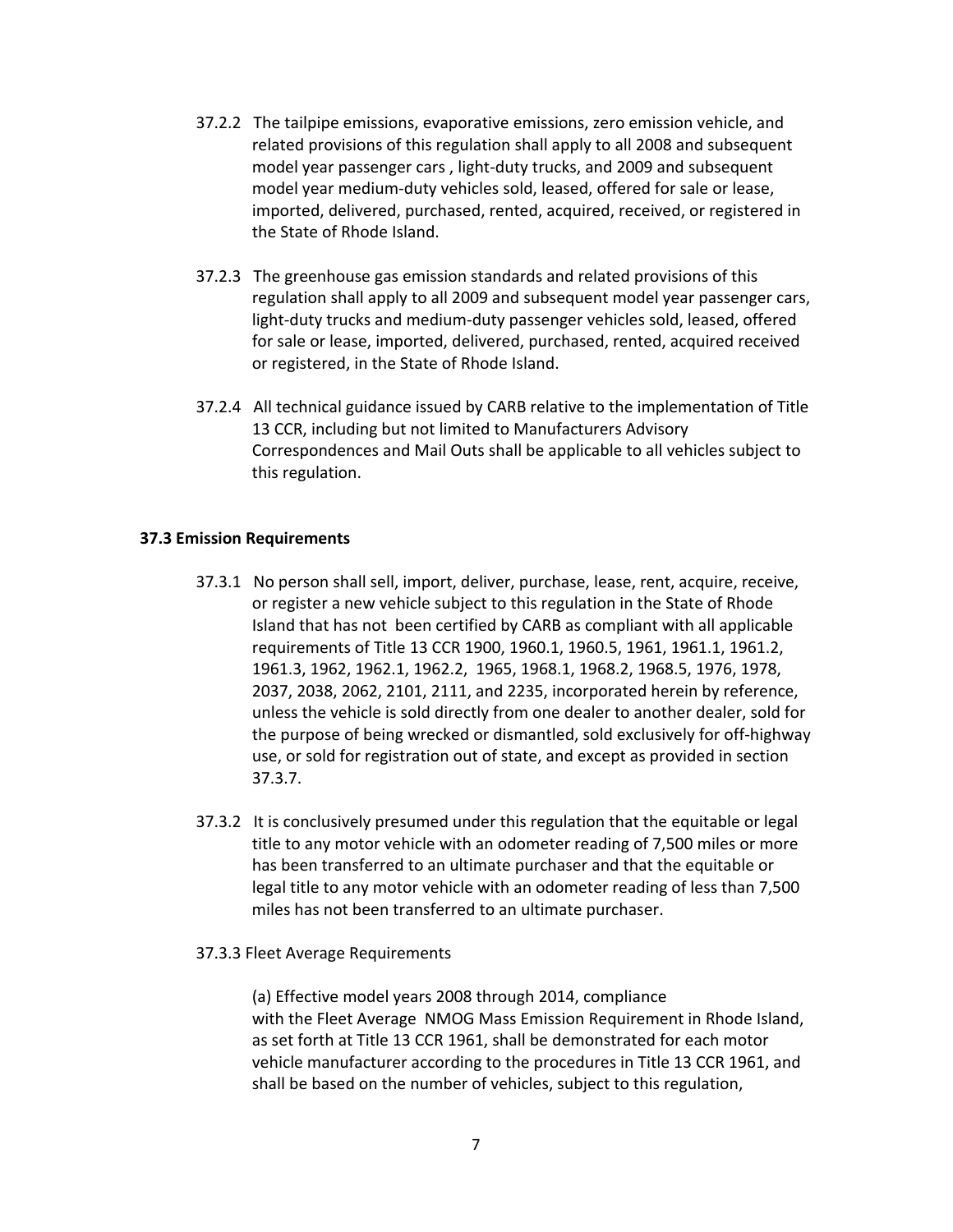37.2.2 The tailpipe emissions, evaporative emissions, zero emission vehicle, and related provisions of this regulation shall apply to all 2008 and subsequent model year passenger cars , light-duty trucks, and 2009 and subsequent model year medium-duty vehicles sold, leased, offered for sale or lease, imported, delivered, purchased, rented, acquired, received, or registered in the State of Rhode Island.

37.2.3 The greenhouse gas emission standards and related provisions of this regulation shall apply to all 2009 and subsequent model year passenger cars, light-duty trucks and medium-duty passenger vehicles sold, leased, offered for sale or lease, imported, delivered, purchased, rented, acquired received or registered, in the State of Rhode Island.

37.2.4 All technical guidance issued by CARB relative to the implementation of Title 13 CCR, including but not limited to Manufacturers Advisory Correspondences and Mail Outs shall be applicable to all vehicles subject to this regulation.

**37.3 Emission Requirements**

37.3.1 No person shall sell, import, deliver, purchase, lease, rent, acquire, receive, or register a new vehicle subject to this regulation in the State of Rhode Island that has not been certified by CARB as compliant with all applicable requirements of Title 13 CCR 1900, 1960.1, 1960.5, 1961, 1961.1, 1961.2, 1961.3, 1962, 1962.1, 1962.2, 1965, 1968.1, 1968.2, 1968.5, 1976, 1978, 2037, 2038, 2062, 2101, 2111, and 2235, incorporated herein by reference, unless the vehicle is sold directly from one dealer to another dealer, sold for the purpose of being wrecked or dismantled, sold exclusively for off-highway use, or sold for registration out of state, and except as provided in section 37.3.7.

37.3.2 It is conclusively presumed under this regulation that the equitable or legal title to any motor vehicle with an odometer reading of 7,500 miles or more has been transferred to an ultimate purchaser and that the equitable or legal title to any motor vehicle with an odometer reading of less than 7,500 miles has not been transferred to an ultimate purchaser.

37.3.3 Fleet Average Requirements

(a) Effective model years 2008 through 2014, compliance with the Fleet Average NMOG Mass Emission Requirement in Rhode Island, as set forth at Title 13 CCR 1961, shall be demonstrated for each motor vehicle manufacturer according to the procedures in Title 13 CCR 1961, and shall be based on the number of vehicles, subject to this regulation,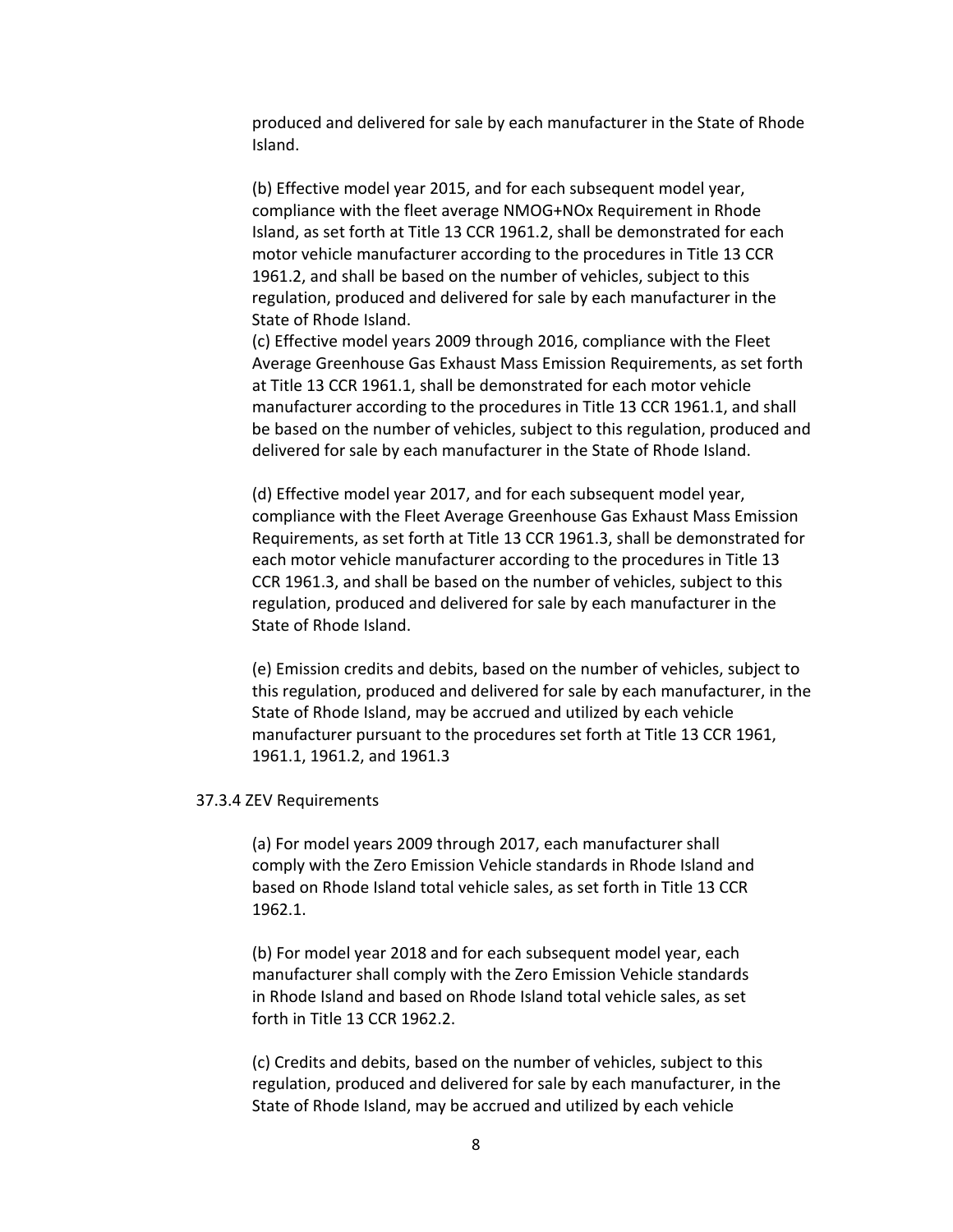produced and delivered for sale by each manufacturer in the State of Rhode Island.

(b) Effective model year 2015, and for each subsequent model year, compliance with the fleet average NMOG+NOx Requirement in Rhode Island, as set forth at Title 13 CCR 1961.2, shall be demonstrated for each motor vehicle manufacturer according to the procedures in Title 13 CCR 1961.2, and shall be based on the number of vehicles, subject to this regulation, produced and delivered for sale by each manufacturer in the State of Rhode Island.

(c) Effective model years 2009 through 2016, compliance with the Fleet Average Greenhouse Gas Exhaust Mass Emission Requirements, as set forth at Title 13 CCR 1961.1, shall be demonstrated for each motor vehicle manufacturer according to the procedures in Title 13 CCR 1961.1, and shall be based on the number of vehicles, subject to this regulation, produced and delivered for sale by each manufacturer in the State of Rhode Island.

(d) Effective model year 2017, and for each subsequent model year, compliance with the Fleet Average Greenhouse Gas Exhaust Mass Emission Requirements, as set forth at Title 13 CCR 1961.3, shall be demonstrated for each motor vehicle manufacturer according to the procedures in Title 13 CCR 1961.3, and shall be based on the number of vehicles, subject to this regulation, produced and delivered for sale by each manufacturer in the State of Rhode Island.

(e) Emission credits and debits, based on the number of vehicles, subject to this regulation, produced and delivered for sale by each manufacturer, in the State of Rhode Island, may be accrued and utilized by each vehicle manufacturer pursuant to the procedures set forth at Title 13 CCR 1961, 1961.1, 1961.2, and 1961.3

37.3.4 ZEV Requirements

(a) For model years 2009 through 2017, each manufacturer shall comply with the Zero Emission Vehicle standards in Rhode Island and based on Rhode Island total vehicle sales, as set forth in Title 13 CCR 1962.1.

(b) For model year 2018 and for each subsequent model year, each manufacturer shall comply with the Zero Emission Vehicle standards in Rhode Island and based on Rhode Island total vehicle sales, as set forth in Title 13 CCR 1962.2.

(c) Credits and debits, based on the number of vehicles, subject to this regulation, produced and delivered for sale by each manufacturer, in the State of Rhode Island, may be accrued and utilized by each vehicle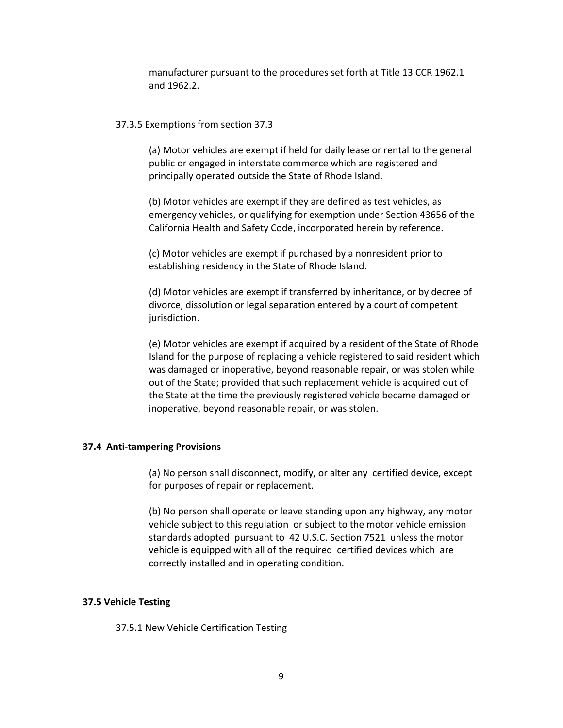manufacturer pursuant to the procedures set forth at Title 13 CCR 1962.1 and 1962.2.

37.3.5 Exemptions from section 37.3

(a) Motor vehicles are exempt if held for daily lease or rental to the general public or engaged in interstate commerce which are registered and principally operated outside the State of Rhode Island.

(b) Motor vehicles are exempt if they are defined as test vehicles, as emergency vehicles, or qualifying for exemption under Section 43656 of the California Health and Safety Code, incorporated herein by reference.

(c) Motor vehicles are exempt if purchased by a nonresident prior to establishing residency in the State of Rhode Island.

(d) Motor vehicles are exempt if transferred by inheritance, or by decree of divorce, dissolution or legal separation entered by a court of competent jurisdiction.

(e) Motor vehicles are exempt if acquired by a resident of the State of Rhode Island for the purpose of replacing a vehicle registered to said resident which was damaged or inoperative, beyond reasonable repair, or was stolen while out of the State; provided that such replacement vehicle is acquired out of the State at the time the previously registered vehicle became damaged or inoperative, beyond reasonable repair, or was stolen.

**37.4 Anti-tampering Provisions**

(a) No person shall disconnect, modify, or alter any certified device, except for purposes of repair or replacement.

(b) No person shall operate or leave standing upon any highway, any motor vehicle subject to this regulation or subject to the motor vehicle emission standards adopted pursuant to 42 U.S.C. Section 7521 unless the motor vehicle is equipped with all of the required certified devices which are correctly installed and in operating condition.

**37.5 Vehicle Testing**

37.5.1 New Vehicle Certification Testing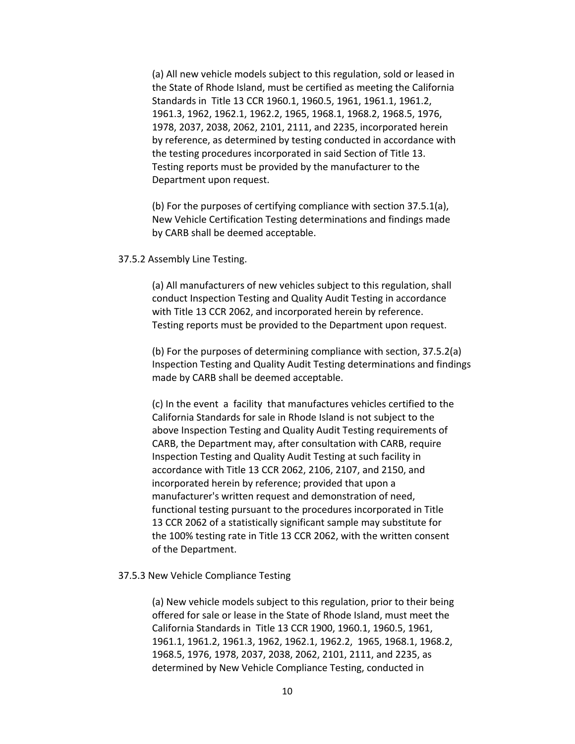(a) All new vehicle models subject to this regulation, sold or leased in the State of Rhode Island, must be certified as meeting the California Standards in Title 13 CCR 1960.1, 1960.5, 1961, 1961.1, 1961.2, 1961.3, 1962, 1962.1, 1962.2, 1965, 1968.1, 1968.2, 1968.5, 1976, 1978, 2037, 2038, 2062, 2101, 2111, and 2235, incorporated herein by reference, as determined by testing conducted in accordance with the testing procedures incorporated in said Section of Title 13. Testing reports must be provided by the manufacturer to the Department upon request.

(b) For the purposes of certifying compliance with section 37.5.1(a), New Vehicle Certification Testing determinations and findings made by CARB shall be deemed acceptable.

37.5.2 Assembly Line Testing.

(a) All manufacturers of new vehicles subject to this regulation, shall conduct Inspection Testing and Quality Audit Testing in accordance with Title 13 CCR 2062, and incorporated herein by reference. Testing reports must be provided to the Department upon request.

(b) For the purposes of determining compliance with section, 37.5.2(a) Inspection Testing and Quality Audit Testing determinations and findings made by CARB shall be deemed acceptable.

(c) In the event a facility that manufactures vehicles certified to the California Standards for sale in Rhode Island is not subject to the above Inspection Testing and Quality Audit Testing requirements of CARB, the Department may, after consultation with CARB, require Inspection Testing and Quality Audit Testing at such facility in accordance with Title 13 CCR 2062, 2106, 2107, and 2150, and incorporated herein by reference; provided that upon a manufacturer's written request and demonstration of need, functional testing pursuant to the procedures incorporated in Title 13 CCR 2062 of a statistically significant sample may substitute for the 100% testing rate in Title 13 CCR 2062, with the written consent of the Department.

37.5.3 New Vehicle Compliance Testing

(a) New vehicle models subject to this regulation, prior to their being offered for sale or lease in the State of Rhode Island, must meet the California Standards in Title 13 CCR 1900, 1960.1, 1960.5, 1961, 1961.1, 1961.2, 1961.3, 1962, 1962.1, 1962.2, 1965, 1968.1, 1968.2, 1968.5, 1976, 1978, 2037, 2038, 2062, 2101, 2111, and 2235, as determined by New Vehicle Compliance Testing, conducted in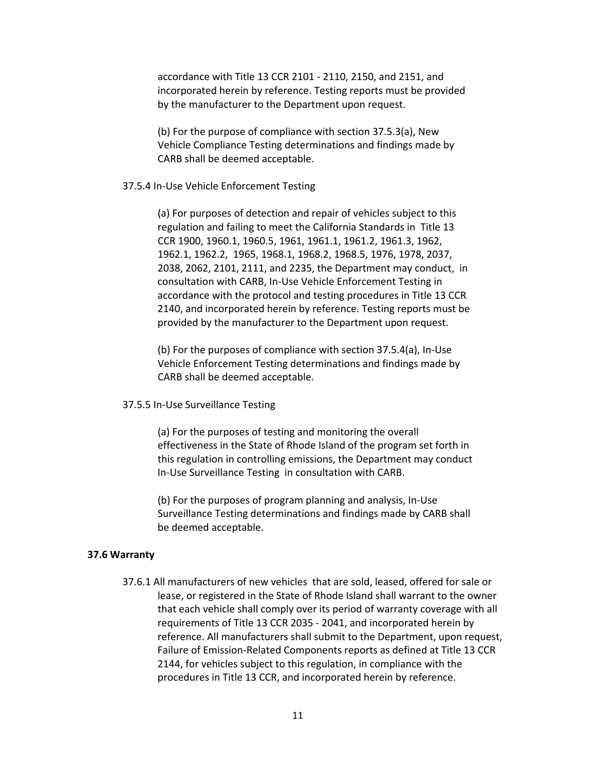accordance with Title 13 CCR 2101 - 2110, 2150, and 2151, and incorporated herein by reference. Testing reports must be provided by the manufacturer to the Department upon request.

(b) For the purpose of compliance with section 37.5.3(a), New Vehicle Compliance Testing determinations and findings made by CARB shall be deemed acceptable.

37.5.4 In-Use Vehicle Enforcement Testing

(a) For purposes of detection and repair of vehicles subject to this regulation and failing to meet the California Standards in Title 13 CCR 1900, 1960.1, 1960.5, 1961, 1961.1, 1961.2, 1961.3, 1962, 1962.1, 1962.2, 1965, 1968.1, 1968.2, 1968.5, 1976, 1978, 2037, 2038, 2062, 2101, 2111, and 2235, the Department may conduct, in consultation with CARB, In-Use Vehicle Enforcement Testing in accordance with the protocol and testing procedures in Title 13 CCR 2140, and incorporated herein by reference. Testing reports must be provided by the manufacturer to the Department upon request.

(b) For the purposes of compliance with section 37.5.4(a), In-Use Vehicle Enforcement Testing determinations and findings made by CARB shall be deemed acceptable.

37.5.5 In-Use Surveillance Testing

(a) For the purposes of testing and monitoring the overall effectiveness in the State of Rhode Island of the program set forth in this regulation in controlling emissions, the Department may conduct In-Use Surveillance Testing in consultation with CARB.

(b) For the purposes of program planning and analysis, In-Use Surveillance Testing determinations and findings made by CARB shall be deemed acceptable.

**37.6 Warranty**

37.6.1 All manufacturers of new vehicles that are sold, leased, offered for sale or lease, or registered in the State of Rhode Island shall warrant to the owner that each vehicle shall comply over its period of warranty coverage with all requirements of Title 13 CCR 2035 - 2041, and incorporated herein by reference. All manufacturers shall submit to the Department, upon request, Failure of Emission-Related Components reports as defined at Title 13 CCR 2144, for vehicles subject to this regulation, in compliance with the procedures in Title 13 CCR, and incorporated herein by reference.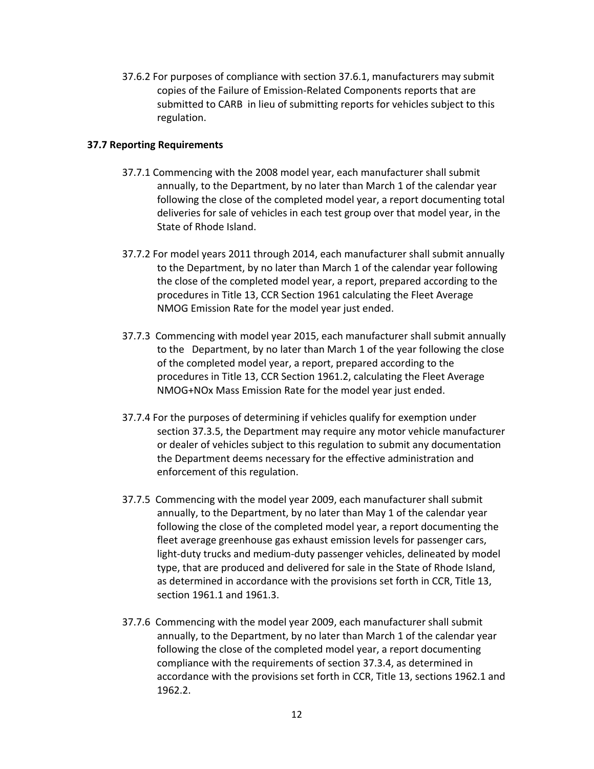37.6.2 For purposes of compliance with section 37.6.1, manufacturers may submit copies of the Failure of Emission-Related Components reports that are submitted to CARB in lieu of submitting reports for vehicles subject to this regulation.

**37.7 Reporting Requirements**

37.7.1 Commencing with the 2008 model year, each manufacturer shall submit annually, to the Department, by no later than March 1 of the calendar year following the close of the completed model year, a report documenting total deliveries for sale of vehicles in each test group over that model year, in the State of Rhode Island.

37.7.2 For model years 2011 through 2014, each manufacturer shall submit annually to the Department, by no later than March 1 of the calendar year following the close of the completed model year, a report, prepared according to the procedures in Title 13, CCR Section 1961 calculating the Fleet Average NMOG Emission Rate for the model year just ended.

37.7.3 Commencing with model year 2015, each manufacturer shall submit annually to the Department, by no later than March 1 of the year following the close of the completed model year, a report, prepared according to the procedures in Title 13, CCR Section 1961.2, calculating the Fleet Average NMOG+NOx Mass Emission Rate for the model year just ended.

37.7.4 For the purposes of determining if vehicles qualify for exemption under section 37.3.5, the Department may require any motor vehicle manufacturer or dealer of vehicles subject to this regulation to submit any documentation the Department deems necessary for the effective administration and enforcement of this regulation.

37.7.5 Commencing with the model year 2009, each manufacturer shall submit annually, to the Department, by no later than May 1 of the calendar year following the close of the completed model year, a report documenting the fleet average greenhouse gas exhaust emission levels for passenger cars, light-duty trucks and medium-duty passenger vehicles, delineated by model type, that are produced and delivered for sale in the State of Rhode Island, as determined in accordance with the provisions set forth in CCR, Title 13, section 1961.1 and 1961.3.

37.7.6 Commencing with the model year 2009, each manufacturer shall submit annually, to the Department, by no later than March 1 of the calendar year following the close of the completed model year, a report documenting compliance with the requirements of section 37.3.4, as determined in accordance with the provisions set forth in CCR, Title 13, sections 1962.1 and 1962.2.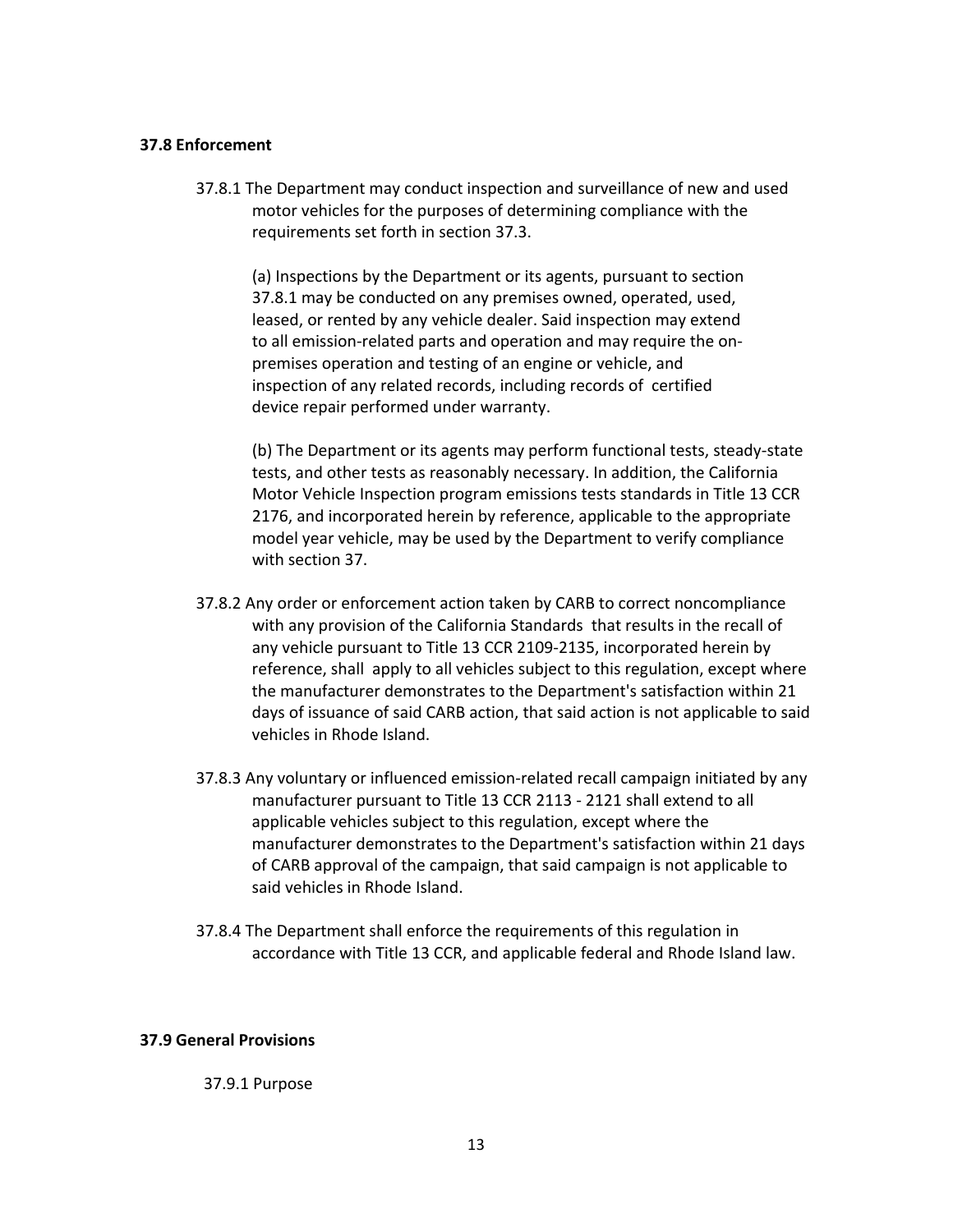**37.8 Enforcement**

37.8.1 The Department may conduct inspection and surveillance of new and used motor vehicles for the purposes of determining compliance with the requirements set forth in section 37.3.

(a) Inspections by the Department or its agents, pursuant to section 37.8.1 may be conducted on any premises owned, operated, used, leased, or rented by any vehicle dealer. Said inspection may extend to all emission-related parts and operation and may require the on-premises operation and testing of an engine or vehicle, and inspection of any related records, including records of certified device repair performed under warranty.

(b) The Department or its agents may perform functional tests, steady-state tests, and other tests as reasonably necessary. In addition, the California Motor Vehicle Inspection program emissions tests standards in Title 13 CCR 2176, and incorporated herein by reference, applicable to the appropriate model year vehicle, may be used by the Department to verify compliance with section 37.

37.8.2 Any order or enforcement action taken by CARB to correct noncompliance with any provision of the California Standards that results in the recall of any vehicle pursuant to Title 13 CCR 2109-2135, incorporated herein by reference, shall apply to all vehicles subject to this regulation, except where the manufacturer demonstrates to the Department's satisfaction within 21 days of issuance of said CARB action, that said action is not applicable to said vehicles in Rhode Island.

37.8.3 Any voluntary or influenced emission-related recall campaign initiated by any manufacturer pursuant to Title 13 CCR 2113 - 2121 shall extend to all applicable vehicles subject to this regulation, except where the manufacturer demonstrates to the Department's satisfaction within 21 days of CARB approval of the campaign, that said campaign is not applicable to said vehicles in Rhode Island.

37.8.4 The Department shall enforce the requirements of this regulation in accordance with Title 13 CCR, and applicable federal and Rhode Island law.

**37.9 General Provisions**

37.9.1 Purpose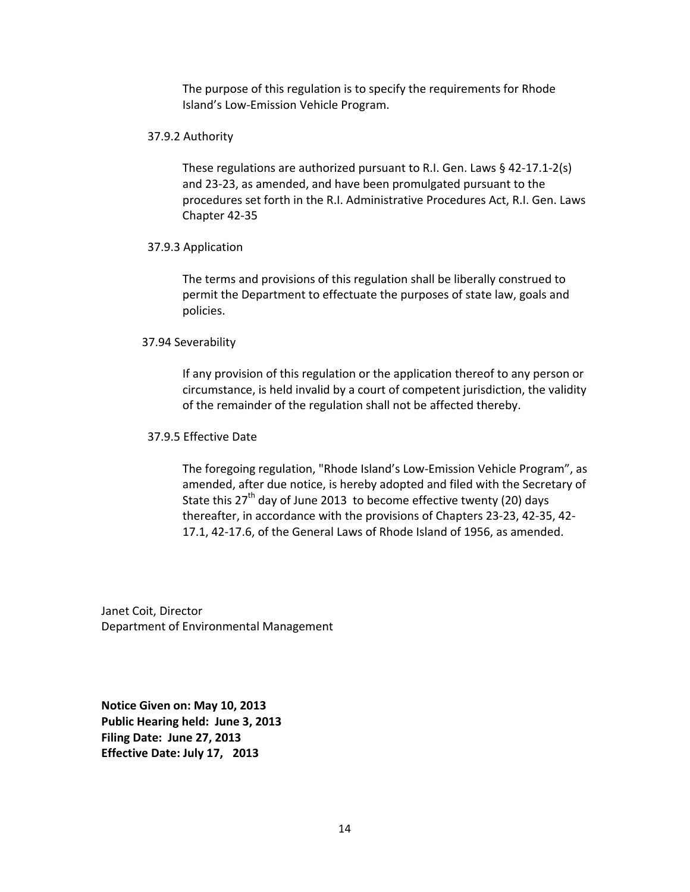The purpose of this regulation is to specify the requirements for Rhode Island's Low-Emission Vehicle Program.

37.9.2 Authority

These regulations are authorized pursuant to R.I. Gen. Laws § 42-17.1-2(s) and 23-23, as amended, and have been promulgated pursuant to the procedures set forth in the R.I. Administrative Procedures Act, R.I. Gen. Laws Chapter 42-35

37.9.3 Application

The terms and provisions of this regulation shall be liberally construed to permit the Department to effectuate the purposes of state law, goals and policies.

37.94 Severability

If any provision of this regulation or the application thereof to any person or circumstance, is held invalid by a court of competent jurisdiction, the validity of the remainder of the regulation shall not be affected thereby.

37.9.5 Effective Date

The foregoing regulation, "Rhode Island's Low-Emission Vehicle Program", as amended, after due notice, is hereby adopted and filed with the Secretary of State this 27th day of June 2013 to become effective twenty (20) days thereafter, in accordance with the provisions of Chapters 23-23, 42-35, 42-17.1, 42-17.6, of the General Laws of Rhode Island of 1956, as amended.

Janet Coit, Director
Department of Environmental Management

**Notice Given on: May 10, 2013**
**Public Hearing held: June 3, 2013**
**Filing Date: June 27, 2013**
**Effective Date: July 17, 2013**